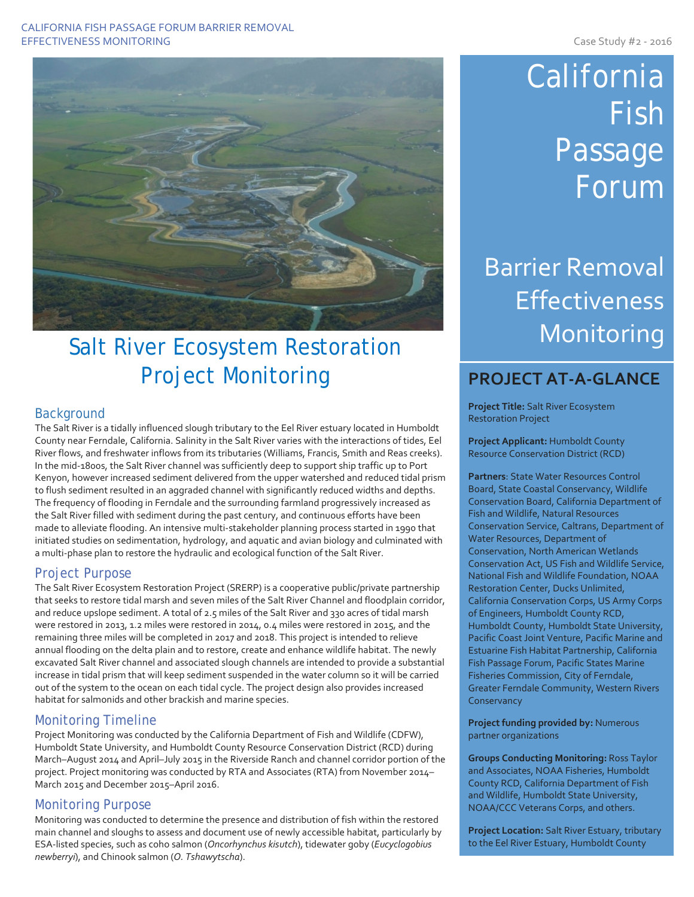CALIFORNIA FISH PASSAGE FORUM BARRIER REMOVAL EFFECTIVENESS MONITORING

Case Study #2 - 2016

# California Fish Passage Forum

## Barrier Removal Effectiveness Monitoring

# Salt River Ecosystem Restoration Project Monitoring

## Background

The Salt River is a tidally influenced slough tributary to the Eel River estuary located in Humboldt County near Ferndale, California. Salinity in the Salt River varies with the interactions of tides, Eel River flows, and freshwater inflows from its tributaries (Williams, Francis, Smith and Reas creeks). In the mid-1800s, the Salt River channel was sufficiently deep to support ship traffic up to Port Kenyon, however increased sediment delivered from the upper watershed and reduced tidal prism to flush sediment resulted in an aggraded channel with significantly reduced widths and depths. The frequency of flooding in Ferndale and the surrounding farmland progressively increased as the Salt River filled with sediment during the past century, and continuous efforts have been made to alleviate flooding. An intensive multi-stakeholder planning process started in 1990 that initiated studies on sedimentation, hydrology, and aquatic and avian biology and culminated with a multi-phase plan to restore the hydraulic and ecological function of the Salt River.

## Project Purpose

The Salt River Ecosystem Restoration Project (SRERP) is a cooperative public/private partnership that seeks to restore tidal marsh and seven miles of the Salt River Channel and floodplain corridor, and reduce upslope sediment. A total of 2.5 miles of the Salt River and 330 acres of tidal marsh were restored in 2013, 1.2 miles were restored in 2014, 0.4 miles were restored in 2015, and the remaining three miles will be completed in 2017 and 2018. This project is intended to relieve annual flooding on the delta plain and to restore, create and enhance wildlife habitat. The newly excavated Salt River channel and associated slough channels are intended to provide a substantial increase in tidal prism that will keep sediment suspended in the water column so it will be carried out of the system to the ocean on each tidal cycle. The project design also provides increased habitat for salmonids and other brackish and marine species.

## Monitoring Timeline

Project Monitoring was conducted by the California Department of Fish and Wildlife (CDFW), Humboldt State University, and Humboldt County Resource Conservation District (RCD) during March–August 2014 and April–July 2015 in the Riverside Ranch and channel corridor portion of the project. Project monitoring was conducted by RTA and Associates (RTA) from November 2014–March 2015 and December 2015–April 2016.

## Monitoring Purpose

Monitoring was conducted to determine the presence and distribution of fish within the restored main channel and sloughs to assess and document use of newly accessible habitat, particularly by ESA-listed species, such as coho salmon (*Oncorhynchus kisutch*), tidewater goby (*Eucyclogobius newberryi*), and Chinook salmon (*O. Tshawytscha*).

## PROJECT AT-A-GLANCE

**Project Title:** Salt River Ecosystem Restoration Project

**Project Applicant:** Humboldt County Resource Conservation District (RCD)

**Partners**: State Water Resources Control Board, State Coastal Conservancy, Wildlife Conservation Board, California Department of Fish and Wildlife, Natural Resources Conservation Service, Caltrans, Department of Water Resources, Department of Conservation, North American Wetlands Conservation Act, US Fish and Wildlife Service, National Fish and Wildlife Foundation, NOAA Restoration Center, Ducks Unlimited, California Conservation Corps, US Army Corps of Engineers, Humboldt County RCD, Humboldt County, Humboldt State University, Pacific Coast Joint Venture, Pacific Marine and Estuarine Fish Habitat Partnership, California Fish Passage Forum, Pacific States Marine Fisheries Commission, City of Ferndale, Greater Ferndale Community, Western Rivers Conservancy

**Project funding provided by:** Numerous partner organizations

**Groups Conducting Monitoring:** Ross Taylor and Associates, NOAA Fisheries, Humboldt County RCD, California Department of Fish and Wildlife, Humboldt State University, NOAA/CCC Veterans Corps, and others.

**Project Location:** Salt River Estuary, tributary to the Eel River Estuary, Humboldt County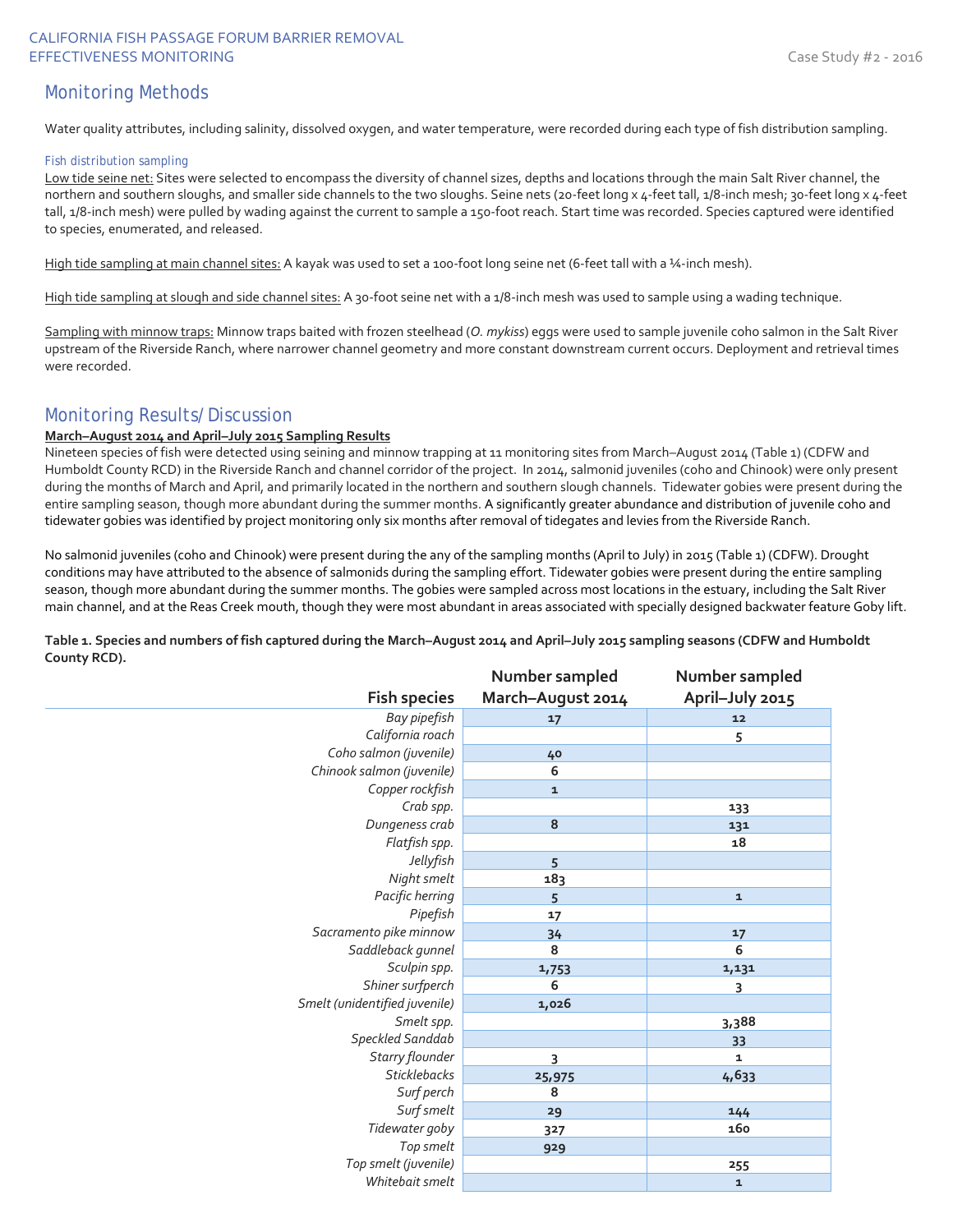## Monitoring Methods

Water quality attributes, including salinity, dissolved oxygen, and water temperature, were recorded during each type of fish distribution sampling.

### Fish distribution sampling

Low tide seine net: Sites were selected to encompass the diversity of channel sizes, depths and locations through the main Salt River channel, the northern and southern sloughs, and smaller side channels to the two sloughs. Seine nets (20-feet long x 4-feet tall, 1/8-inch mesh; 30-feet long x 4-feet tall, 1/8-inch mesh) were pulled by wading against the current to sample a 150-foot reach. Start time was recorded. Species captured were identified to species, enumerated, and released.

High tide sampling at main channel sites: A kayak was used to set a 100-foot long seine net (6-feet tall with a ¼-inch mesh).

High tide sampling at slough and side channel sites: A 30-foot seine net with a 1/8-inch mesh was used to sample using a wading technique.

Sampling with minnow traps: Minnow traps baited with frozen steelhead (*O. mykiss*) eggs were used to sample juvenile coho salmon in the Salt River upstream of the Riverside Ranch, where narrower channel geometry and more constant downstream current occurs. Deployment and retrieval times were recorded.

## Monitoring Results/Discussion

**March–August 2014 and April–July 2015 Sampling Results**

Nineteen species of fish were detected using seining and minnow trapping at 11 monitoring sites from March–August 2014 (Table 1) (CDFW and Humboldt County RCD) in the Riverside Ranch and channel corridor of the project. In 2014, salmonid juveniles (coho and Chinook) were only present during the months of March and April, and primarily located in the northern and southern slough channels. Tidewater gobies were present during the entire sampling season, though more abundant during the summer months. A significantly greater abundance and distribution of juvenile coho and tidewater gobies was identified by project monitoring only six months after removal of tidegates and levies from the Riverside Ranch.

No salmonid juveniles (coho and Chinook) were present during the any of the sampling months (April to July) in 2015 (Table 1) (CDFW). Drought conditions may have attributed to the absence of salmonids during the sampling effort. Tidewater gobies were present during the entire sampling season, though more abundant during the summer months. The gobies were sampled across most locations in the estuary, including the Salt River main channel, and at the Reas Creek mouth, though they were most abundant in areas associated with specially designed backwater feature Goby lift.

**Table 1. Species and numbers of fish captured during the March–August 2014 and April–July 2015 sampling seasons (CDFW and Humboldt County RCD).**

| Fish species | Number sampled March–August 2014 | Number sampled April–July 2015 |
|---|---|---|
| *Bay pipefish* | 17 | 12 |
| *California roach* | | 5 |
| *Coho salmon (juvenile)* | 40 | |
| *Chinook salmon (juvenile)* | 6 | |
| *Copper rockfish* | 1 | |
| *Crab spp.* | | 133 |
| *Dungeness crab* | 8 | 131 |
| *Flatfish spp.* | | 18 |
| *Jellyfish* | 5 | |
| *Night smelt* | 183 | |
| *Pacific herring* | 5 | 1 |
| *Pipefish* | 17 | |
| *Sacramento pike minnow* | 34 | 17 |
| *Saddleback gunnel* | 8 | 6 |
| *Sculpin spp.* | 1,753 | 1,131 |
| *Shiner surfperch* | 6 | 3 |
| *Smelt (unidentified juvenile)* | 1,026 | |
| *Smelt spp.* | | 3,388 |
| *Speckled Sanddab* | | 33 |
| *Starry flounder* | 3 | 1 |
| *Sticklebacks* | 25,975 | 4,633 |
| *Surf perch* | 8 | |
| *Surf smelt* | 29 | 144 |
| *Tidewater goby* | 327 | 160 |
| *Top smelt* | 929 | |
| *Top smelt (juvenile)* | | 255 |
| *Whitebait smelt* | | 1 |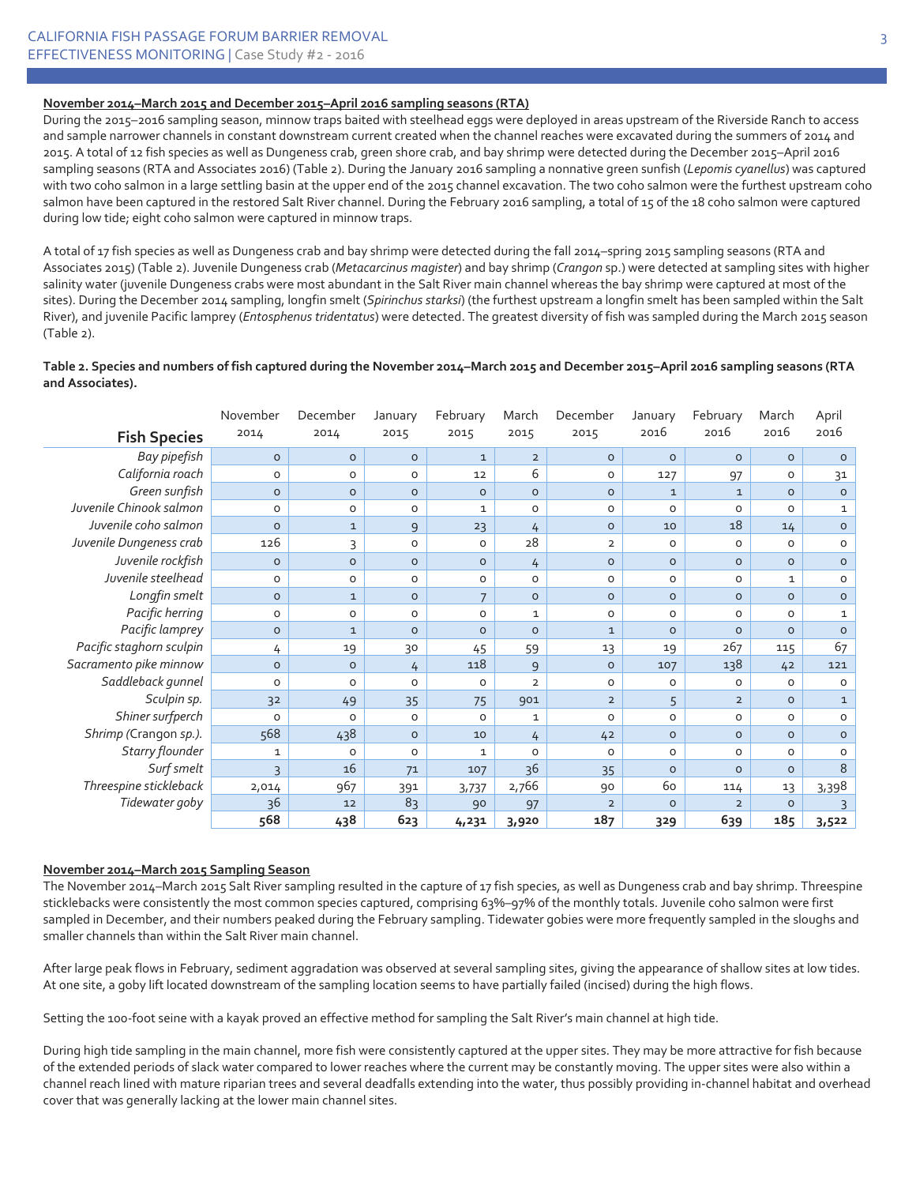**November 2014–March 2015 and December 2015–April 2016 sampling seasons (RTA)**

During the 2015–2016 sampling season, minnow traps baited with steelhead eggs were deployed in areas upstream of the Riverside Ranch to access and sample narrower channels in constant downstream current created when the channel reaches were excavated during the summers of 2014 and 2015. A total of 12 fish species as well as Dungeness crab, green shore crab, and bay shrimp were detected during the December 2015–April 2016 sampling seasons (RTA and Associates 2016) (Table 2). During the January 2016 sampling a nonnative green sunfish (*Lepomis cyanellus*) was captured with two coho salmon in a large settling basin at the upper end of the 2015 channel excavation. The two coho salmon were the furthest upstream coho salmon have been captured in the restored Salt River channel. During the February 2016 sampling, a total of 15 of the 18 coho salmon were captured during low tide; eight coho salmon were captured in minnow traps.

A total of 17 fish species as well as Dungeness crab and bay shrimp were detected during the fall 2014–spring 2015 sampling seasons (RTA and Associates 2015) (Table 2). Juvenile Dungeness crab (*Metacarcinus magister*) and bay shrimp (*Crangon* sp.) were detected at sampling sites with higher salinity water (juvenile Dungeness crabs were most abundant in the Salt River main channel whereas the bay shrimp were captured at most of the sites). During the December 2014 sampling, longfin smelt (*Spirinchus starksi*) (the furthest upstream a longfin smelt has been sampled within the Salt River), and juvenile Pacific lamprey (*Entosphenus tridentatus*) were detected. The greatest diversity of fish was sampled during the March 2015 season (Table 2).

**Table 2. Species and numbers of fish captured during the November 2014–March 2015 and December 2015–April 2016 sampling seasons (RTA and Associates).**

| Fish Species | November 2014 | December 2014 | January 2015 | February 2015 | March 2015 | December 2015 | January 2016 | February 2016 | March 2016 | April 2016 |
|---|---|---|---|---|---|---|---|---|---|---|
| *Bay pipefish* | 0 | 0 | 0 | 1 | 2 | 0 | 0 | 0 | 0 | 0 |
| *California roach* | 0 | 0 | 0 | 12 | 6 | 0 | 127 | 97 | 0 | 31 |
| *Green sunfish* | 0 | 0 | 0 | 0 | 0 | 0 | 1 | 1 | 0 | 0 |
| *Juvenile Chinook salmon* | 0 | 0 | 0 | 1 | 0 | 0 | 0 | 0 | 0 | 1 |
| *Juvenile coho salmon* | 0 | 1 | 9 | 23 | 4 | 0 | 10 | 18 | 14 | 0 |
| *Juvenile Dungeness crab* | 126 | 3 | 0 | 0 | 28 | 2 | 0 | 0 | 0 | 0 |
| *Juvenile rockfish* | 0 | 0 | 0 | 0 | 4 | 0 | 0 | 0 | 0 | 0 |
| *Juvenile steelhead* | 0 | 0 | 0 | 0 | 0 | 0 | 0 | 0 | 1 | 0 |
| *Longfin smelt* | 0 | 1 | 0 | 7 | 0 | 0 | 0 | 0 | 0 | 0 |
| *Pacific herring* | 0 | 0 | 0 | 0 | 1 | 0 | 0 | 0 | 0 | 1 |
| *Pacific lamprey* | 0 | 1 | 0 | 0 | 0 | 1 | 0 | 0 | 0 | 0 |
| *Pacific staghorn sculpin* | 4 | 19 | 30 | 45 | 59 | 13 | 19 | 267 | 115 | 67 |
| *Sacramento pike minnow* | 0 | 0 | 4 | 118 | 9 | 0 | 107 | 138 | 42 | 121 |
| *Saddleback gunnel* | 0 | 0 | 0 | 0 | 2 | 0 | 0 | 0 | 0 | 0 |
| *Sculpin sp.* | 32 | 49 | 35 | 75 | 901 | 2 | 5 | 2 | 0 | 1 |
| *Shiner surfperch* | 0 | 0 | 0 | 0 | 1 | 0 | 0 | 0 | 0 | 0 |
| *Shrimp (*Crangon *sp.).* | 568 | 438 | 0 | 10 | 4 | 42 | 0 | 0 | 0 | 0 |
| *Starry flounder* | 1 | 0 | 0 | 1 | 0 | 0 | 0 | 0 | 0 | 0 |
| *Surf smelt* | 3 | 16 | 71 | 107 | 36 | 35 | 0 | 0 | 0 | 8 |
| *Threespine stickleback* | 2,014 | 967 | 391 | 3,737 | 2,766 | 90 | 60 | 114 | 13 | 3,398 |
| *Tidewater goby* | 36 | 12 | 83 | 90 | 97 | 2 | 0 | 2 | 0 | 3 |
| | **568** | **438** | **623** | **4,231** | **3,920** | **187** | **329** | **639** | **185** | **3,522** |

**November 2014–March 2015 Sampling Season**

The November 2014–March 2015 Salt River sampling resulted in the capture of 17 fish species, as well as Dungeness crab and bay shrimp. Threespine sticklebacks were consistently the most common species captured, comprising 63%–97% of the monthly totals. Juvenile coho salmon were first sampled in December, and their numbers peaked during the February sampling. Tidewater gobies were more frequently sampled in the sloughs and smaller channels than within the Salt River main channel.

After large peak flows in February, sediment aggradation was observed at several sampling sites, giving the appearance of shallow sites at low tides. At one site, a goby lift located downstream of the sampling location seems to have partially failed (incised) during the high flows.

Setting the 100-foot seine with a kayak proved an effective method for sampling the Salt River's main channel at high tide.

During high tide sampling in the main channel, more fish were consistently captured at the upper sites. They may be more attractive for fish because of the extended periods of slack water compared to lower reaches where the current may be constantly moving. The upper sites were also within a channel reach lined with mature riparian trees and several deadfalls extending into the water, thus possibly providing in-channel habitat and overhead cover that was generally lacking at the lower main channel sites.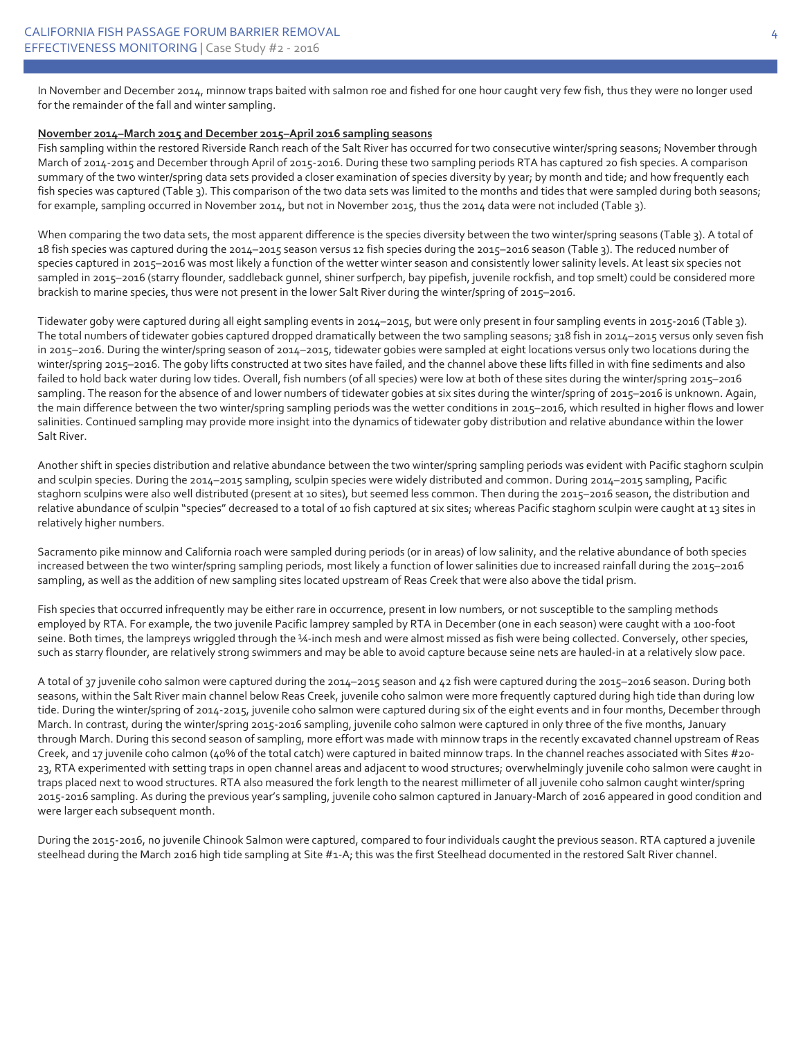In November and December 2014, minnow traps baited with salmon roe and fished for one hour caught very few fish, thus they were no longer used for the remainder of the fall and winter sampling.

**November 2014–March 2015 and December 2015–April 2016 sampling seasons**

Fish sampling within the restored Riverside Ranch reach of the Salt River has occurred for two consecutive winter/spring seasons; November through March of 2014-2015 and December through April of 2015-2016. During these two sampling periods RTA has captured 20 fish species. A comparison summary of the two winter/spring data sets provided a closer examination of species diversity by year; by month and tide; and how frequently each fish species was captured (Table 3). This comparison of the two data sets was limited to the months and tides that were sampled during both seasons; for example, sampling occurred in November 2014, but not in November 2015, thus the 2014 data were not included (Table 3).

When comparing the two data sets, the most apparent difference is the species diversity between the two winter/spring seasons (Table 3). A total of 18 fish species was captured during the 2014–2015 season versus 12 fish species during the 2015–2016 season (Table 3). The reduced number of species captured in 2015–2016 was most likely a function of the wetter winter season and consistently lower salinity levels. At least six species not sampled in 2015–2016 (starry flounder, saddleback gunnel, shiner surfperch, bay pipefish, juvenile rockfish, and top smelt) could be considered more brackish to marine species, thus were not present in the lower Salt River during the winter/spring of 2015–2016.

Tidewater goby were captured during all eight sampling events in 2014–2015, but were only present in four sampling events in 2015-2016 (Table 3). The total numbers of tidewater gobies captured dropped dramatically between the two sampling seasons; 318 fish in 2014–2015 versus only seven fish in 2015–2016. During the winter/spring season of 2014–2015, tidewater gobies were sampled at eight locations versus only two locations during the winter/spring 2015–2016. The goby lifts constructed at two sites have failed, and the channel above these lifts filled in with fine sediments and also failed to hold back water during low tides. Overall, fish numbers (of all species) were low at both of these sites during the winter/spring 2015–2016 sampling. The reason for the absence of and lower numbers of tidewater gobies at six sites during the winter/spring of 2015–2016 is unknown. Again, the main difference between the two winter/spring sampling periods was the wetter conditions in 2015–2016, which resulted in higher flows and lower salinities. Continued sampling may provide more insight into the dynamics of tidewater goby distribution and relative abundance within the lower Salt River.

Another shift in species distribution and relative abundance between the two winter/spring sampling periods was evident with Pacific staghorn sculpin and sculpin species. During the 2014–2015 sampling, sculpin species were widely distributed and common. During 2014–2015 sampling, Pacific staghorn sculpins were also well distributed (present at 10 sites), but seemed less common. Then during the 2015–2016 season, the distribution and relative abundance of sculpin "species" decreased to a total of 10 fish captured at six sites; whereas Pacific staghorn sculpin were caught at 13 sites in relatively higher numbers.

Sacramento pike minnow and California roach were sampled during periods (or in areas) of low salinity, and the relative abundance of both species increased between the two winter/spring sampling periods, most likely a function of lower salinities due to increased rainfall during the 2015–2016 sampling, as well as the addition of new sampling sites located upstream of Reas Creek that were also above the tidal prism.

Fish species that occurred infrequently may be either rare in occurrence, present in low numbers, or not susceptible to the sampling methods employed by RTA. For example, the two juvenile Pacific lamprey sampled by RTA in December (one in each season) were caught with a 100-foot seine. Both times, the lampreys wriggled through the ¼-inch mesh and were almost missed as fish were being collected. Conversely, other species, such as starry flounder, are relatively strong swimmers and may be able to avoid capture because seine nets are hauled-in at a relatively slow pace.

A total of 37 juvenile coho salmon were captured during the 2014–2015 season and 42 fish were captured during the 2015–2016 season. During both seasons, within the Salt River main channel below Reas Creek, juvenile coho salmon were more frequently captured during high tide than during low tide. During the winter/spring of 2014-2015, juvenile coho salmon were captured during six of the eight events and in four months, December through March. In contrast, during the winter/spring 2015-2016 sampling, juvenile coho salmon were captured in only three of the five months, January through March. During this second season of sampling, more effort was made with minnow traps in the recently excavated channel upstream of Reas Creek, and 17 juvenile coho calmon (40% of the total catch) were captured in baited minnow traps. In the channel reaches associated with Sites #20-23, RTA experimented with setting traps in open channel areas and adjacent to wood structures; overwhelmingly juvenile coho salmon were caught in traps placed next to wood structures. RTA also measured the fork length to the nearest millimeter of all juvenile coho salmon caught winter/spring 2015-2016 sampling. As during the previous year's sampling, juvenile coho salmon captured in January-March of 2016 appeared in good condition and were larger each subsequent month.

During the 2015-2016, no juvenile Chinook Salmon were captured, compared to four individuals caught the previous season. RTA captured a juvenile steelhead during the March 2016 high tide sampling at Site #1-A; this was the first Steelhead documented in the restored Salt River channel.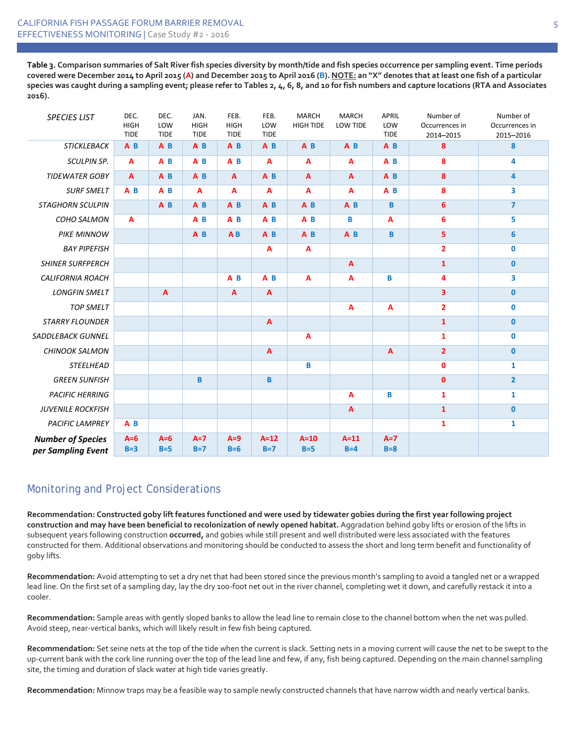**Table 3. Comparison summaries of Salt River fish species diversity by month/tide and fish species occurrence per sampling event. Time periods covered were December 2014 to April 2015 (A) and December 2015 to April 2016 (B). NOTE: an "X" denotes that at least one fish of a particular species was caught during a sampling event; please refer to Tables 2, 4, 6, 8, and 10 for fish numbers and capture locations (RTA and Associates 2016).**

| *SPECIES LIST* | DEC. HIGH TIDE | DEC. LOW TIDE | JAN. HIGH TIDE | FEB. HIGH TIDE | FEB. LOW TIDE | MARCH HIGH TIDE | MARCH LOW TIDE | APRIL LOW TIDE | Number of Occurrences in 2014–2015 | Number of Occurrences in 2015–2016 |
|---|---|---|---|---|---|---|---|---|---|---|
| *STICKLEBACK* | A B | A B | A B | A B | A B | A B | A B | A B | 8 | 8 |
| *SCULPIN SP.* | A | A B | A B | A B | A | A | A | A B | 8 | 4 |
| *TIDEWATER GOBY* | A | A B | A B | A | A B | A | A | A B | 8 | 4 |
| *SURF SMELT* | A B | A B | A | A | A | A | A | A B | 8 | 3 |
| *STAGHORN SCULPIN* | | A B | A B | A B | A B | A B | A B | B | 6 | 7 |
| *COHO SALMON* | A | | A B | A B | A B | A B | B | A | 6 | 5 |
| *PIKE MINNOW* | | | A B | A B | A B | A B | A B | B | 5 | 6 |
| *BAY PIPEFISH* | | | | | A | A | | | 2 | 0 |
| *SHINER SURFPERCH* | | | | | | | A | | 1 | 0 |
| *CALIFORNIA ROACH* | | | | A B | A B | A | A | B | 4 | 3 |
| *LONGFIN SMELT* | | A | | A | A | | | | 3 | 0 |
| *TOP SMELT* | | | | | | | A | A | 2 | 0 |
| *STARRY FLOUNDER* | | | | | A | | | | 1 | 0 |
| *SADDLEBACK GUNNEL* | | | | | | A | | | 1 | 0 |
| *CHINOOK SALMON* | | | | | A | | | A | 2 | 0 |
| *STEELHEAD* | | | | | | B | | | 0 | 1 |
| *GREEN SUNFISH* | | | B | | B | | | | 0 | 2 |
| *PACIFIC HERRING* | | | | | | | A | B | 1 | 1 |
| *JUVENILE ROCKFISH* | | | | | | | A | | 1 | 0 |
| *PACIFIC LAMPREY* | A B | | | | | | | | 1 | 1 |
| ***Number of Species per Sampling Event*** | A=6 B=3 | A=6 B=5 | A=7 B=7 | A=9 B=6 | A=12 B=7 | A=10 B=5 | A=11 B=4 | A=7 B=8 | | |

## Monitoring and Project Considerations

**Recommendation: Constructed goby lift features functioned and were used by tidewater gobies during the first year following project construction and may have been beneficial to recolonization of newly opened habitat.** Aggradation behind goby lifts or erosion of the lifts in subsequent years following construction **occurred,** and gobies while still present and well distributed were less associated with the features constructed for them. Additional observations and monitoring should be conducted to assess the short and long term benefit and functionality of goby lifts.

**Recommendation:** Avoid attempting to set a dry net that had been stored since the previous month's sampling to avoid a tangled net or a wrapped lead line. On the first set of a sampling day, lay the dry 100-foot net out in the river channel, completing wet it down, and carefully restack it into a cooler.

**Recommendation:** Sample areas with gently sloped banks to allow the lead line to remain close to the channel bottom when the net was pulled. Avoid steep, near-vertical banks, which will likely result in few fish being captured.

**Recommendation:** Set seine nets at the top of the tide when the current is slack. Setting nets in a moving current will cause the net to be swept to the up-current bank with the cork line running over the top of the lead line and few, if any, fish being captured. Depending on the main channel sampling site, the timing and duration of slack water at high tide varies greatly.

**Recommendation:** Minnow traps may be a feasible way to sample newly constructed channels that have narrow width and nearly vertical banks.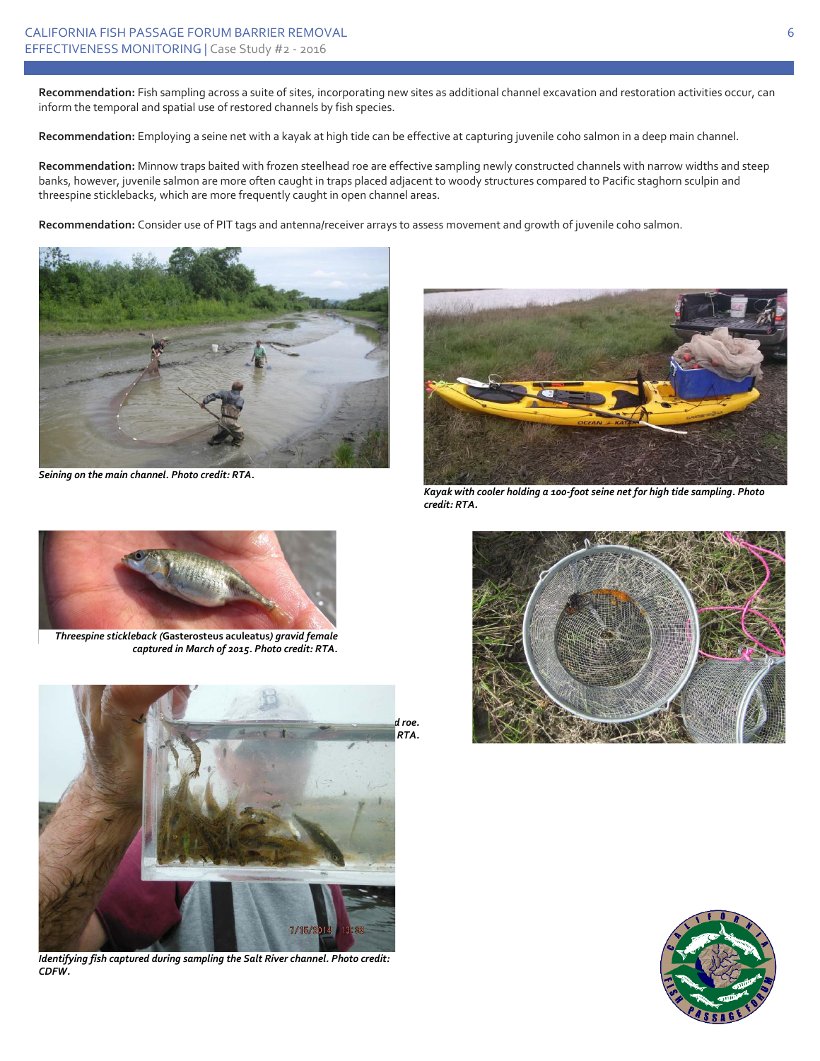**Recommendation:** Fish sampling across a suite of sites, incorporating new sites as additional channel excavation and restoration activities occur, can inform the temporal and spatial use of restored channels by fish species.

**Recommendation:** Employing a seine net with a kayak at high tide can be effective at capturing juvenile coho salmon in a deep main channel.

**Recommendation:** Minnow traps baited with frozen steelhead roe are effective sampling newly constructed channels with narrow widths and steep banks, however, juvenile salmon are more often caught in traps placed adjacent to woody structures compared to Pacific staghorn sculpin and threespine sticklebacks, which are more frequently caught in open channel areas.

**Recommendation:** Consider use of PIT tags and antenna/receiver arrays to assess movement and growth of juvenile coho salmon.

***Seining on the main channel. Photo credit: RTA.***

***Kayak with cooler holding a 100-foot seine net for high tide sampling. Photo credit: RTA.***

***Threespine stickleback (*Gasterosteus aculeatus*) gravid female captured in March of 2015. Photo credit: RTA.***

***d roe. RTA.***

***Identifying fish captured during sampling the Salt River channel. Photo credit: CDFW.***